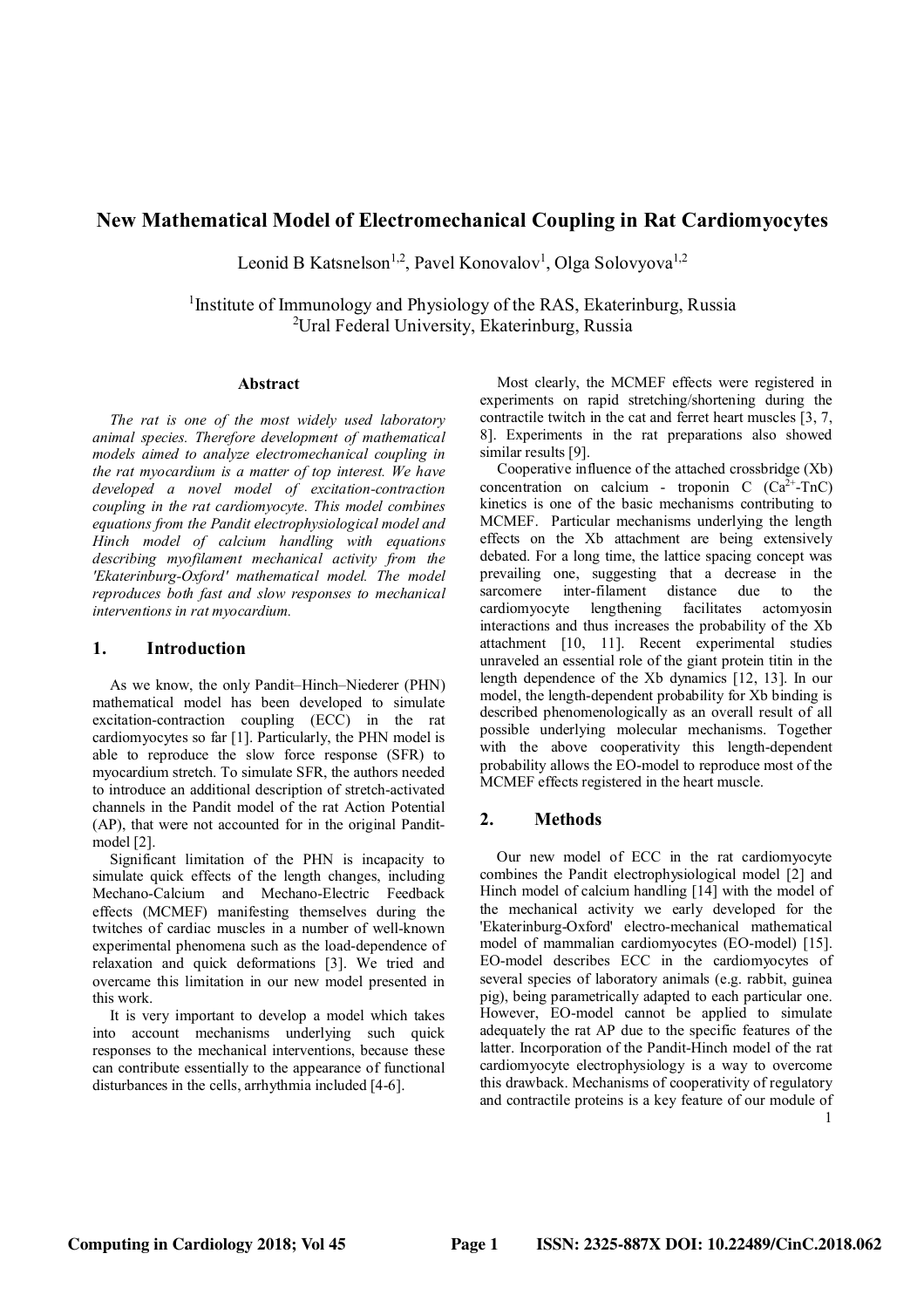# New Mathematical Model of Electromechanical Coupling in Rat Cardiomyocytes

Leonid B Katsnelson[1,2], Pavel Konovalov[1], Olga Solovyova[1,2]

[1]Institute of Immunology and Physiology of the RAS, Ekaterinburg, Russia
[2]Ural Federal University, Ekaterinburg, Russia

#### Abstract

*The rat is one of the most widely used laboratory animal species. Therefore development of mathematical models aimed to analyze electromechanical coupling in the rat myocardium is a matter of top interest. We have developed a novel model of excitation-contraction coupling in the rat cardiomyocyte. This model combines equations from the Pandit electrophysiological model and Hinch model of calcium handling with equations describing myofilament mechanical activity from the 'Ekaterinburg-Oxford' mathematical model. The model reproduces both fast and slow responses to mechanical interventions in rat myocardium.*

## 1. Introduction

As we know, the only Pandit–Hinch–Niederer (PHN) mathematical model has been developed to simulate excitation-contraction coupling (ECC) in the rat cardiomyocytes so far [1]. Particularly, the PHN model is able to reproduce the slow force response (SFR) to myocardium stretch. To simulate SFR, the authors needed to introduce an additional description of stretch-activated channels in the Pandit model of the rat Action Potential (AP), that were not accounted for in the original Pandit-model [2].

Significant limitation of the PHN is incapacity to simulate quick effects of the length changes, including Mechano-Calcium and Mechano-Electric Feedback effects (MCMEF) manifesting themselves during the twitches of cardiac muscles in a number of well-known experimental phenomena such as the load-dependence of relaxation and quick deformations [3]. We tried and overcame this limitation in our new model presented in this work.

It is very important to develop a model which takes into account mechanisms underlying such quick responses to the mechanical interventions, because these can contribute essentially to the appearance of functional disturbances in the cells, arrhythmia included [4-6].

Most clearly, the MCMEF effects were registered in experiments on rapid stretching/shortening during the contractile twitch in the cat and ferret heart muscles [3, 7, 8]. Experiments in the rat preparations also showed similar results [9].

Cooperative influence of the attached crossbridge (Xb) concentration on calcium - troponin C ($Ca^{2+}$-TnC) kinetics is one of the basic mechanisms contributing to MCMEF. Particular mechanisms underlying the length effects on the Xb attachment are being extensively debated. For a long time, the lattice spacing concept was prevailing one, suggesting that a decrease in the sarcomere inter-filament distance due to the cardiomyocyte lengthening facilitates actomyosin interactions and thus increases the probability of the Xb attachment [10, 11]. Recent experimental studies unraveled an essential role of the giant protein titin in the length dependence of the Xb dynamics [12, 13]. In our model, the length-dependent probability for Xb binding is described phenomenologically as an overall result of all possible underlying molecular mechanisms. Together with the above cooperativity this length-dependent probability allows the EO-model to reproduce most of the MCMEF effects registered in the heart muscle.

## 2. Methods

Our new model of ECC in the rat cardiomyocyte combines the Pandit electrophysiological model [2] and Hinch model of calcium handling [14] with the model of the mechanical activity we early developed for the 'Ekaterinburg-Oxford' electro-mechanical mathematical model of mammalian cardiomyocytes (EO-model) [15]. EO-model describes ECC in the cardiomyocytes of several species of laboratory animals (e.g. rabbit, guinea pig), being parametrically adapted to each particular one. However, EO-model cannot be applied to simulate adequately the rat AP due to the specific features of the latter. Incorporation of the Pandit-Hinch model of the rat cardiomyocyte electrophysiology is a way to overcome this drawback. Mechanisms of cooperativity of regulatory and contractile proteins is a key feature of our module of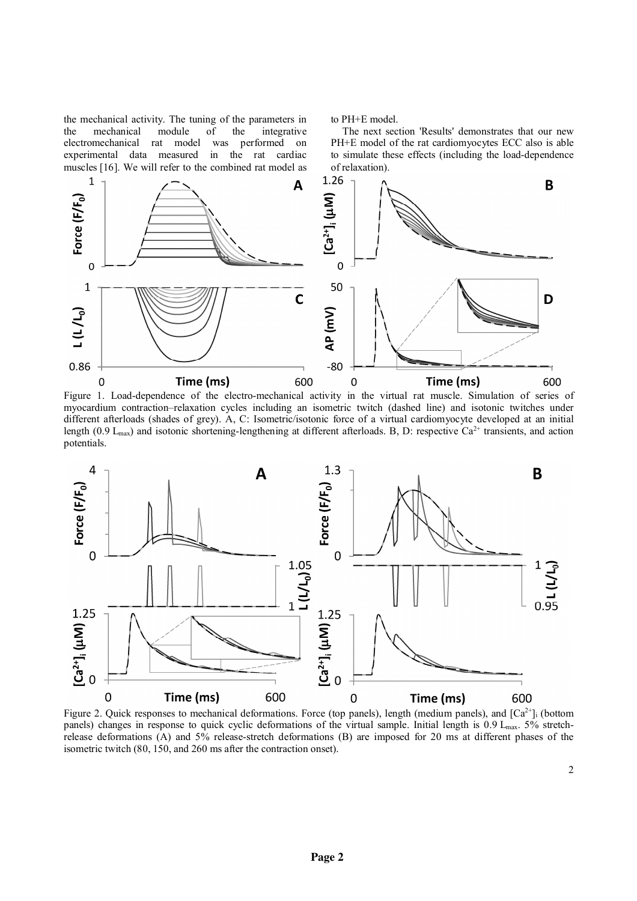the mechanical activity. The tuning of the parameters in the mechanical module of the integrative electromechanical rat model was performed on experimental data measured in the rat cardiac muscles [16]. We will refer to the combined rat model as to PH+E model.

The next section 'Results' demonstrates that our new PH+E model of the rat cardiomyocytes ECC also is able to simulate these effects (including the load-dependence of relaxation).

Figure 1. Load-dependence of the electro-mechanical activity in the virtual rat muscle. Simulation of series of myocardium contraction–relaxation cycles including an isometric twitch (dashed line) and isotonic twitches under different afterloads (shades of grey). A, C: Isometric/isotonic force of a virtual cardiomyocyte developed at an initial length (0.9 $L_{max}$) and isotonic shortening-lengthening at different afterloads. B, D: respective $Ca^{2+}$ transients, and action potentials.

Figure 2. Quick responses to mechanical deformations. Force (top panels), length (medium panels), and $[Ca^{2+}]_i$ (bottom panels) changes in response to quick cyclic deformations of the virtual sample. Initial length is 0.9 $L_{max}$. 5% stretch-release deformations (A) and 5% release-stretch deformations (B) are imposed for 20 ms at different phases of the isometric twitch (80, 150, and 260 ms after the contraction onset).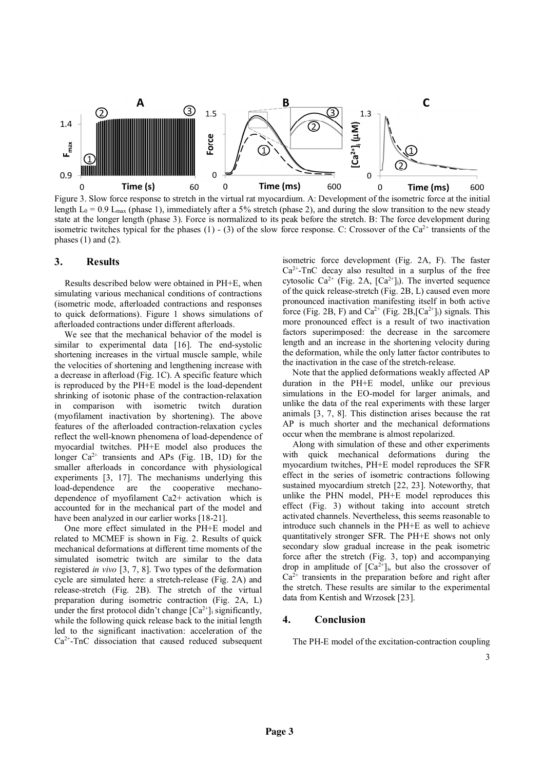Figure 3. Slow force response to stretch in the virtual rat myocardium. A: Development of the isometric force at the initial length $L_0 = 0.9\ L_{max}$ (phase 1), immediately after a 5% stretch (phase 2), and during the slow transition to the new steady state at the longer length (phase 3). Force is normalized to its peak before the stretch. B: The force development during isometric twitches typical for the phases (1) - (3) of the slow force response. C: Crossover of the $Ca^{2+}$ transients of the phases (1) and (2).

## 3. Results

Results described below were obtained in PH+E, when simulating various mechanical conditions of contractions (isometric mode, afterloaded contractions and responses to quick deformations). Figure 1 shows simulations of afterloaded contractions under different afterloads.

We see that the mechanical behavior of the model is similar to experimental data [16]. The end-systolic shortening increases in the virtual muscle sample, while the velocities of shortening and lengthening increase with a decrease in afterload (Fig. 1C). A specific feature which is reproduced by the PH+E model is the load-dependent shrinking of isotonic phase of the contraction-relaxation in comparison with isometric twitch duration (myofilament inactivation by shortening). The above features of the afterloaded contraction-relaxation cycles reflect the well-known phenomena of load-dependence of myocardial twitches. PH+E model also produces the longer $Ca^{2+}$ transients and APs (Fig. 1B, 1D) for the smaller afterloads in concordance with physiological experiments [3, 17]. The mechanisms underlying this load-dependence are the cooperative mechano-dependence of myofilament Ca2+ activation which is accounted for in the mechanical part of the model and have been analyzed in our earlier works [18-21].

One more effect simulated in the PH+E model and related to MCMEF is shown in Fig. 2. Results of quick mechanical deformations at different time moments of the simulated isometric twitch are similar to the data registered *in vivo* [3, 7, 8]. Two types of the deformation cycle are simulated here: a stretch-release (Fig. 2A) and release-stretch (Fig. 2B). The stretch of the virtual preparation during isometric contraction (Fig. 2A, L) under the first protocol didn't change $[Ca^{2+}]_i$ significantly, while the following quick release back to the initial length led to the significant inactivation: acceleration of the $Ca^{2+}$-TnC dissociation that caused reduced subsequent isometric force development (Fig. 2A, F). The faster $Ca^{2+}$-TnC decay also resulted in a surplus of the free cytosolic $Ca^{2+}$ (Fig. 2A, $[Ca^{2+}]_i$). The inverted sequence of the quick release-stretch (Fig. 2B, L) caused even more pronounced inactivation manifesting itself in both active force (Fig. 2B, F) and $Ca^{2+}$ (Fig. 2B,$[Ca^{2+}]_i$) signals. This more pronounced effect is a result of two inactivation factors superimposed: the decrease in the sarcomere length and an increase in the shortening velocity during the deformation, while the only latter factor contributes to the inactivation in the case of the stretch-release.

Note that the applied deformations weakly affected AP duration in the PH+E model, unlike our previous simulations in the EO-model for larger animals, and unlike the data of the real experiments with these larger animals [3, 7, 8]. This distinction arises because the rat AP is much shorter and the mechanical deformations occur when the membrane is almost repolarized.

Along with simulation of these and other experiments with quick mechanical deformations during the myocardium twitches, PH+E model reproduces the SFR effect in the series of isometric contractions following sustained myocardium stretch [22, 23]. Noteworthy, that unlike the PHN model, PH+E model reproduces this effect (Fig. 3) without taking into account stretch activated channels. Nevertheless, this seems reasonable to introduce such channels in the PH+E as well to achieve quantitatively stronger SFR. The PH+E shows not only secondary slow gradual increase in the peak isometric force after the stretch (Fig. 3, top) and accompanying drop in amplitude of $[Ca^{2+}]_i$, but also the crossover of $Ca^{2+}$ transients in the preparation before and right after the stretch. These results are similar to the experimental data from Kentish and Wrzosek [23].

## 4. Conclusion

The PH-E model of the excitation-contraction coupling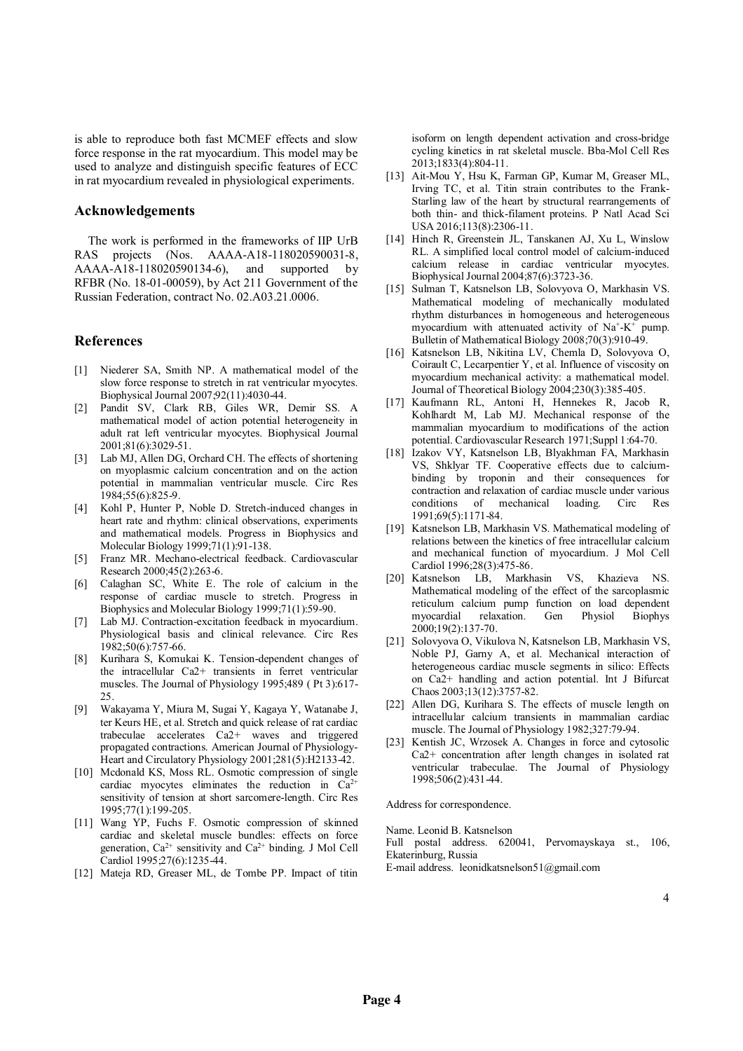is able to reproduce both fast MCMEF effects and slow force response in the rat myocardium. This model may be used to analyze and distinguish specific features of ECC in rat myocardium revealed in physiological experiments.

## Acknowledgements

The work is performed in the frameworks of IIP UrB RAS projects (Nos. AAAA-A18-118020590031-8, AAAA-A18-118020590134-6), and supported by RFBR (No. 18-01-00059), by Act 211 Government of the Russian Federation, contract No. 02.A03.21.0006.

## References

[1] Niederer SA, Smith NP. A mathematical model of the slow force response to stretch in rat ventricular myocytes. Biophysical Journal 2007;92(11):4030-44.

[2] Pandit SV, Clark RB, Giles WR, Demir SS. A mathematical model of action potential heterogeneity in adult rat left ventricular myocytes. Biophysical Journal 2001;81(6):3029-51.

[3] Lab MJ, Allen DG, Orchard CH. The effects of shortening on myoplasmic calcium concentration and on the action potential in mammalian ventricular muscle. Circ Res 1984;55(6):825-9.

[4] Kohl P, Hunter P, Noble D. Stretch-induced changes in heart rate and rhythm: clinical observations, experiments and mathematical models. Progress in Biophysics and Molecular Biology 1999;71(1):91-138.

[5] Franz MR. Mechano-electrical feedback. Cardiovascular Research 2000;45(2):263-6.

[6] Calaghan SC, White E. The role of calcium in the response of cardiac muscle to stretch. Progress in Biophysics and Molecular Biology 1999;71(1):59-90.

[7] Lab MJ. Contraction-excitation feedback in myocardium. Physiological basis and clinical relevance. Circ Res 1982;50(6):757-66.

[8] Kurihara S, Komukai K. Tension-dependent changes of the intracellular Ca2+ transients in ferret ventricular muscles. The Journal of Physiology 1995;489 ( Pt 3):617-25.

[9] Wakayama Y, Miura M, Sugai Y, Kagaya Y, Watanabe J, ter Keurs HE, et al. Stretch and quick release of rat cardiac trabeculae accelerates Ca2+ waves and triggered propagated contractions. American Journal of Physiology-Heart and Circulatory Physiology 2001;281(5):H2133-42.

[10] Mcdonald KS, Moss RL. Osmotic compression of single cardiac myocytes eliminates the reduction in $Ca^{2+}$ sensitivity of tension at short sarcomere-length. Circ Res 1995;77(1):199-205.

[11] Wang YP, Fuchs F. Osmotic compression of skinned cardiac and skeletal muscle bundles: effects on force generation, $Ca^{2+}$ sensitivity and $Ca^{2+}$ binding. J Mol Cell Cardiol 1995;27(6):1235-44.

[12] Mateja RD, Greaser ML, de Tombe PP. Impact of titin isoform on length dependent activation and cross-bridge cycling kinetics in rat skeletal muscle. Bba-Mol Cell Res 2013;1833(4):804-11.

[13] Ait-Mou Y, Hsu K, Farman GP, Kumar M, Greaser ML, Irving TC, et al. Titin strain contributes to the Frank-Starling law of the heart by structural rearrangements of both thin- and thick-filament proteins. P Natl Acad Sci USA 2016;113(8):2306-11.

[14] Hinch R, Greenstein JL, Tanskanen AJ, Xu L, Winslow RL. A simplified local control model of calcium-induced calcium release in cardiac ventricular myocytes. Biophysical Journal 2004;87(6):3723-36.

[15] Sulman T, Katsnelson LB, Solovyova O, Markhasin VS. Mathematical modeling of mechanically modulated rhythm disturbances in homogeneous and heterogeneous myocardium with attenuated activity of $Na^{+}$-$K^{+}$ pump. Bulletin of Mathematical Biology 2008;70(3):910-49.

[16] Katsnelson LB, Nikitina LV, Chemla D, Solovyova O, Coirault C, Lecarpentier Y, et al. Influence of viscosity on myocardium mechanical activity: a mathematical model. Journal of Theoretical Biology 2004;230(3):385-405.

[17] Kaufmann RL, Antoni H, Hennekes R, Jacob R, Kohlhardt M, Lab MJ. Mechanical response of the mammalian myocardium to modifications of the action potential. Cardiovascular Research 1971;Suppl 1:64-70.

[18] Izakov VY, Katsnelson LB, Blyakhman FA, Markhasin VS, Shklyar TF. Cooperative effects due to calcium-binding by troponin and their consequences for contraction and relaxation of cardiac muscle under various conditions of mechanical loading. Circ Res 1991;69(5):1171-84.

[19] Katsnelson LB, Markhasin VS. Mathematical modeling of relations between the kinetics of free intracellular calcium and mechanical function of myocardium. J Mol Cell Cardiol 1996;28(3):475-86.

[20] Katsnelson LB, Markhasin VS, Khazieva NS. Mathematical modeling of the effect of the sarcoplasmic reticulum calcium pump function on load dependent myocardial relaxation. Gen Physiol Biophys 2000;19(2):137-70.

[21] Solovyova O, Vikulova N, Katsnelson LB, Markhasin VS, Noble PJ, Garny A, et al. Mechanical interaction of heterogeneous cardiac muscle segments in silico: Effects on Ca2+ handling and action potential. Int J Bifurcat Chaos 2003;13(12):3757-82.

[22] Allen DG, Kurihara S. The effects of muscle length on intracellular calcium transients in mammalian cardiac muscle. The Journal of Physiology 1982;327:79-94.

[23] Kentish JC, Wrzosek A. Changes in force and cytosolic Ca2+ concentration after length changes in isolated rat ventricular trabeculae. The Journal of Physiology 1998;506(2):431-44.

Address for correspondence.

Name. Leonid B. Katsnelson
Full postal address. 620041, Pervomayskaya st., 106, Ekaterinburg, Russia
E-mail address. leonidkatsnelson51@gmail.com